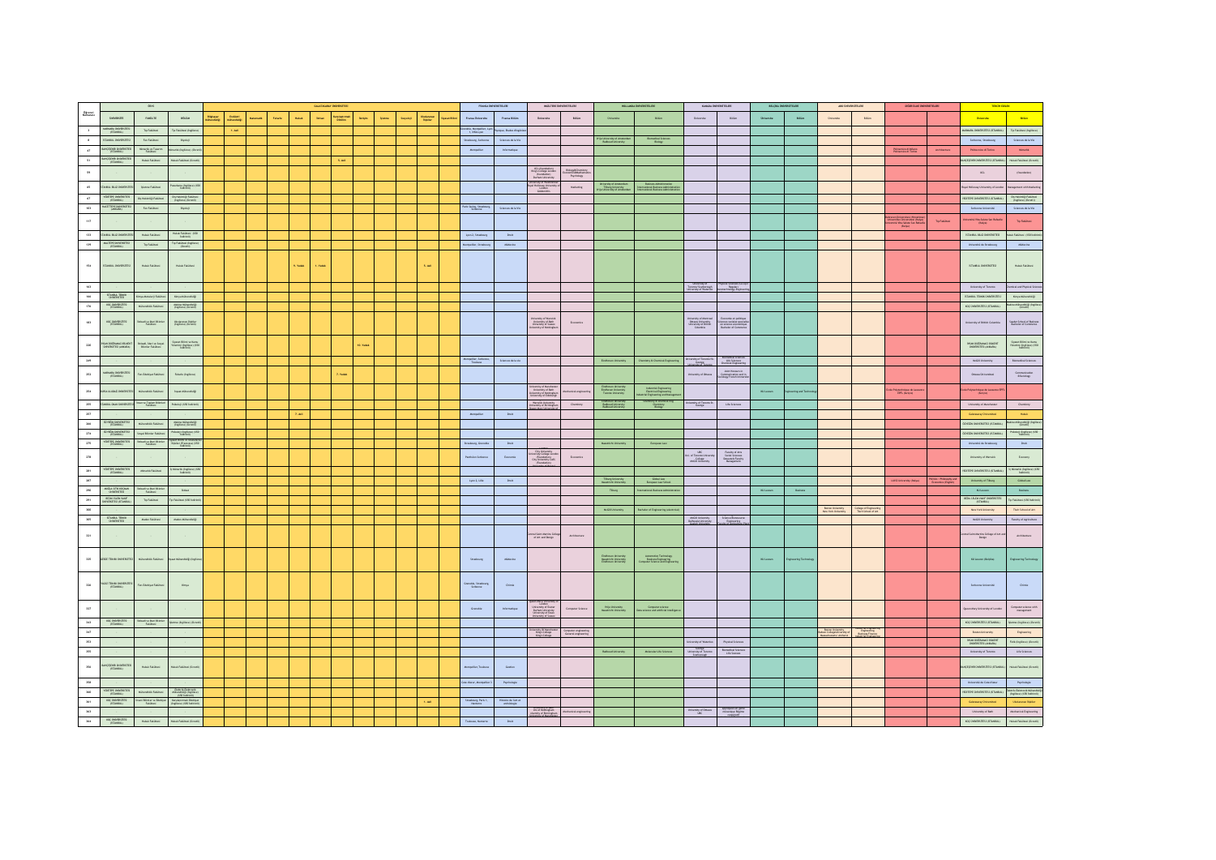| Öğrenci Numarası | ÖSYS | | | GALATASARAY ÜNİVERSİTESİ | | | | | | | | | | | | FRANSA ÜNİVERSİTELERİ | | İNGİLTERE ÜNİVERSİTELERİ | | HOLLANDA ÜNİVERSİTELERİ | | KANADA ÜNİVERSİTELERİ | | BELÇİKA ÜNİVERSİTELERİ | | ABD ÜNİVERSİTELERİ | | DİĞER ÜLKE ÜNİVERSİTELERİ | | TERCİH EDİLEN | |
|---|---|---|---|---|---|---|---|---|---|---|---|---|---|---|---|---|---|---|---|---|---|---|---|---|---|---|---|---|---|---|---|
| | ÜNİVERSİTE | FAKÜLTE | BÖLÜM | Bilgisayar Mühendisliği | Endüstri Mühendisliği | Matematik | Felsefe | Hukuk | İktisat | Karşılaştırmalı Edebiyat | İşletme | İletişim | Sosyoloji | Uluslararası İlişkiler | Siyaset Bilimi | Fransa Üniversite | Fransa Bölüm | Üniversite | Bölüm | Üniversite | Bölüm | Üniversite | Bölüm | Üniversite | Bölüm | Üniversite | Bölüm | Üniversite | Bölüm | Üniversite | Bölüm |
| 3 | MARMARA ÜNİVERSİTESİ (İSTANBUL) | Tıp Fakültesi | Tıp Fakültesi (İngilizce) | | 1. sıra | | | | | | | | | | | Grenoble, Montpellier, Lyon 1, Villejuif | Pharmacie, Médecine | | | | | | | | | | | | | MARMARA ÜNİVERSİTESİ (İSTANBUL) | Tıp Fakültesi (İngilizce) |
| 8 | İSTANBUL ÜNİVERSİTESİ | Fen Fakültesi | Biyoloji | | | | | | | | | | | | | Strasbourg, Sorbonne | Sciences de la vie | | | VU University of Amsterdam, Radboud University | Biomedical Sciences, Biology | | | | | | | | | Sorbonne, Strasbourg | Sciences de la vie |
| 47 | BAHÇEŞEHİR ÜNİVERSİTESİ (İSTANBUL) | Mimarlık ve Tasarım Fakültesi | Mimarlık (İngilizce) (Burslu) | | | | | | | | | | | | | Montpellier | Informatique | | | | | | | | | | | Politecnico di Milano, Politecnico di Torino | Architettura | Politecnico di Torino | Mimarlık |
| 51 | BAHÇEŞEHİR ÜNİVERSİTESİ (İSTANBUL) | Hukuk Fakültesi | Hukuk Fakültesi (Burslu) | | | | | | | 5. sıra | | | | | | | | | | | | | | | | | | | | BAHÇEŞEHİR ÜNİVERSİTESİ (İSTANBUL) | Hukuk Fakültesi (Burslu) |
| 95 | - | - | - | | | | | | | | | | | | | | | UCL (Foundation), King's College London (Foundation), Durham University | Biology (Foundation), Psychology | | | | | | | | | | | UCL | (Foundation) |
| 65 | İSTANBUL BİLGİ ÜNİVERSİTESİ | İşletme Fakültesi | Pazarlama (İngilizce) (%50 İndirimli) | | | | | | | | | | | | | | | University of Westminster, Royal Holloway University of London | Marketing | University of Amsterdam, Tilburg University, Erasmus University Rotterdam | Business Administration, International Business Administration | | | | | | | | | Royal Holloway University of London | Management with Marketing |
| 67 | YEDİTEPE ÜNİVERSİTESİ (İSTANBUL) | Diş Hekimliği Fakültesi | Diş Hekimliği Fakültesi (İngilizce) (Burslu) | | | | | | | | | | | | | | | | | | | | | | | | | | | YEDİTEPE ÜNİVERSİTESİ (İSTANBUL) | Diş Hekimliği Fakültesi (İngilizce) (Burslu) |
| 103 | HACETTEPE ÜNİVERSİTESİ (ANKARA) | Fen Fakültesi | Biyoloji | | | | | | | | | | | | | Paris Saclay, Strasbourg, Sorbonne | Sciences de la vie | | | | | | | | | | | | | Sorbonne Université | Sciences de la vie |
| 117 | - | - | - | | | | | | | | | | | | | | | | | | | | | | | | | Università degli Studi di Bologna, Università Vita-Salute San Raffaele (Milano) | Tıp Fakültesi | Università Vita-Salute San Raffaele (Milano) | Tıp Fakültesi |
| 123 | İSTANBUL BİLGİ ÜNİVERSİTESİ | Hukuk Fakültesi | Hukuk Fakültesi - (%50 İndirimli) | | | | | | | | | | | | | Lyon 3, Strasbourg | Droit | | | | | | | | | | | | | İSTANBUL BİLGİ ÜNİVERSİTESİ | Hukuk Fakültesi - (%50 İndirimli) |
| 139 | MALTEPE ÜNİVERSİTESİ (İSTANBUL) | Tıp Fakültesi | Tıp Fakültesi (İngilizce) (Burslu) | | | | | | | | | | | | | Montpellier, Strasbourg | Médecine | | | | | | | | | | | | | Université de Strasbourg | Médecine |
| 154 | İSTANBUL ÜNİVERSİTESİ | Hukuk Fakültesi | Hukuk Fakültesi | | | | 9. sıra | 1. sıra | | | | | | 5. sıra | | | | | | | | | | | | | | | | İSTANBUL ÜNİVERSİTESİ | Hukuk Fakültesi |
| 162 | - | - | - | | | | | | | | | | | | | | | | | | | University of Toronto Scarborough, University of Waterloo | Physical Sciences (co-op), Nanotechnology Engineering | | | | | | | University of Toronto | Chemical and Physical Sciences |
| 166 | İSTANBUL TEKNİK ÜNİVERSİTESİ | Kimya-Metalurji Fakültesi | Kimya Mühendisliği | | | | | | | | | | | | | | | | | | | | | | | | | | | İSTANBUL TEKNİK ÜNİVERSİTESİ | Kimya Mühendisliği |
| 174 | KOÇ ÜNİVERSİTESİ (İSTANBUL) | Mühendislik Fakültesi | Makine Mühendisliği (İngilizce) (Burslu) | | | | | | | | | | | | | | | | | | | | | | | | | | | KOÇ ÜNİVERSİTESİ (İSTANBUL) | Makine Mühendisliği (İngilizce) (Burslu) |
| 182 | KOÇ ÜNİVERSİTESİ (İSTANBUL) | İktisadi ve İdari Bilimler Fakültesi | Uluslararası İlişkiler (İngilizce) (Burslu) | | | | | | | | | | | | | | | University of Warwick, University of Bath, University of Exeter, University of Nottingham | Economics | | | University of British Columbia, McGill University | Économie et politique, Bachelor of Commerce | | | | | | | University of British Columbia | Sauder School of Business Bachelor of Commerce |
| 220 | İHSAN DOĞRAMACI BİLKENT ÜNİVERSİTESİ (ANKARA) | İktisadi, İdari ve Sosyal Bilimler Fakültesi | Siyaset Bilimi ve Kamu Yönetimi (İngilizce) (%50 İndirimli) | | | | | | | | 10. sıra | | | | | | | | | | | | | | | | | | | İHSAN DOĞRAMACI BİLKENT ÜNİVERSİTESİ (ANKARA) | Siyaset Bilimi ve Kamu Yönetimi (İngilizce) (%50 İndirimli) |
| 249 | - | - | - | | | | | | | | | | | | | Montpellier, Sorbonne, Toulouse | Sciences de la vie | | | Eindhoven University | Chemistry & Chemical Engineering | University of Toronto St. George, University of Toronto | Biomedical Sciences, Life Sciences | | | | | | | McGill University | Biomedical Sciences |
| 252 | MARMARA ÜNİVERSİTESİ (İSTANBUL) | Fen-Edebiyat Fakültesi | Kimya (İngilizce) | | | | | | | 7. sıra | | | | | | | | | | | | University of Ottawa | Joint Honours in Communication and Sociology | | | | | | | Ottawa Üniversitesi | Communication & Sociology |
| 254 | BURSA ULUDAĞ ÜNİVERSİTESİ | Mühendislik Fakültesi | Makine Mühendisliği | | | | | | | | | | | | | | | University of Manchester, University of Bath, University of Nottingham | Mechanical engineering | Eindhoven University, Eindhoven University, Twente University | Industrial Engineering, Electrical Engineering, Industrial Engineering and Management | | | KU Leuven | Engineering and Technology | | | École Polytechnique Fédérale de Lausanne (EPFL) (İsviçre) | | École Polytechnique Fédérale de Lausanne (EPFL) (İsviçre) | |
| 255 | İSTANBUL TEKNİK ÜNİVERSİTESİ | Kimya-Metalurji Fakültesi | Kimya (%50 İndirimli) | | | | | | | | | | | | | | | Manchester University, University of Birmingham, Queen Mary University | Chemistry | Eindhoven University, Radboud University, Radboud University | Chemistry, Biology | University of Toronto St. George | Life Sciences | | | | | | | University of Manchester | Chemistry |
| 257 | - | - | - | | | | | 7. sıra | | | | | | | | Montpellier | Droit | | | | | | | | | | | | | Galatasaray Üniversitesi | Hukuk |
| 266 | ÖZYEĞİN ÜNİVERSİTESİ (İSTANBUL) | Mühendislik Fakültesi | Makine Mühendisliği (İngilizce) (Burslu) | | | | | | | | | | | | | | | | | | | | | | | | | | | ÖZYEĞİN ÜNİVERSİTESİ (İSTANBUL) | Makine Mühendisliği (İngilizce) (Burslu) |
| 274 | ÖZYEĞİN ÜNİVERSİTESİ (İSTANBUL) | Sosyal Bilimler Fakültesi | Psikoloji (İngilizce) (%50 İndirimli) | | | | | | | | | | | | | | | | | | | | | | | | | | | ÖZYEĞİN ÜNİVERSİTESİ (İSTANBUL) | Psikoloji (İngilizce) (%50 İndirimli) |
| 279 | YEDİTEPE ÜNİVERSİTESİ (İSTANBUL) | İktisadi ve İdari Bilimler Fakültesi | Siyaset Bilimi ve Uluslararası İlişkiler (Fransızca) (%50 İndirimli) | | | | | | | | | | | | | Strasbourg, Grenoble | Droit | | | Maastricht University | European Law | | | | | | | | | Université de Strasbourg | Droit |
| 278 | - | - | - | | | | | | | | | | | | | Panthéon Sorbonne | Économie | City University, University College London (Foundation), City University, LSE (Foundation) | Economics | | | UBC, Univ. of Toronto University College, McGill University | Faculty of Arts, Social Sciences, Desautels Faculty Management | | | | | | | University of Warwick | Economy |
| 281 | YEDİTEPE ÜNİVERSİTESİ (İSTANBUL) | Mimarlık Fakültesi | İç Mimarlık (İngilizce) (%50 İndirimli) | | | | | | | | | | | | | | | | | | | | | | | | | | | YEDİTEPE ÜNİVERSİTESİ (İSTANBUL) | İç Mimarlık (İngilizce) (%50 İndirimli) |
| 287 | - | - | - | | | | | | | | | | | | | Lyon 3, Lille | Droit | | | Tilburg University, Maastricht University | Global Law, European Law School | | | | | | | LUISS University (İtalya) | Politics - Philosophy and Economics (İngilizce) | University of Tilburg | Global Law |
| 290 | MUĞLA SITKI KOÇMAN ÜNİVERSİTESİ | İktisadi ve İdari Bilimler Fakültesi | İktisat | | | | | | | | | | | | | | | | | Tilburg | International Business Administration | | | KU Leuven | Business | | | | | KU Leuven | Business |
| 291 | BEZM-İ ÂLEM VAKIF ÜNİVERSİTESİ (İSTANBUL) | Tıp Fakültesi | Tıp Fakültesi (%50 İndirimli) | | | | | | | | | | | | | | | | | | | | | | | | | | | BEZM-İ ÂLEM VAKIF ÜNİVERSİTESİ (İSTANBUL) | Tıp Fakültesi (%50 İndirimli) |
| 300 | - | - | - | | | | | | | | | | | | | | | | | | | | | | | Boston University, New York University | College of Engineering, Tisch School of Art | | | New York University | Tisch School of Art |
| 303 | İSTANBUL TEKNİK ÜNİVERSİTESİ | Maden Fakültesi | Maden Mühendisliği | | | | | | | | | | | | | | | | | McGill University | Bachelor of Engineering | McGill University | Faculty of Agricultural and Environmental Sciences | | | | | | | McGill University | Faculty of Agriculture |
| 321 | - | - | - | | | | | | | | | | | | | | | Central Saint Martins College of Art and Design | Architecture | | | | | | | | | | | Central Saint Martins College of Art and Design | Architecture |
| 320 | GEBZE TEKNİK ÜNİVERSİTESİ | Mühendislik Fakültesi | İnşaat Mühendisliği (İngilizce) | | | | | | | | | | | | | Strasbourg | Médecine | | | Eindhoven University, Maastricht University, Eindhoven University | Automotive Technology, Biomedical Engineering, Computer Science and Engineering | | | KU Leuven | Engineering Technology | | | | | KU Leuven (Belçika) | Engineering Technology |
| 336 | YILDIZ TEKNİK ÜNİVERSİTESİ (İSTANBUL) | Fen-Edebiyat Fakültesi | Kimya | | | | | | | | | | | | | Grenoble, Strasbourg, Sorbonne | Chimie | | | | | | | | | | | | | Sorbonne Université | Chimie |
| 337 | - | - | - | | | | | | | | | | | | | Grenoble | Informatique | Queen Mary University of London, University of Exeter, Durham University, University of Glasgow | Computer Science | Vrije University, Maastricht University | Computer science, Data science and artificial intelligence | | | | | | | | | Queen Mary University of London | Computer science with management |
| 341 | KOÇ ÜNİVERSİTESİ (İSTANBUL) | İktisadi ve İdari Bilimler Fakültesi | İşletme (İngilizce) (Burslu) | | | | | | | | | | | | | | | | | | | | | | | | | | | KOÇ ÜNİVERSİTESİ (İSTANBUL) | İşletme (İngilizce) (Burslu) |
| 347 | - | - | - | | | | | | | | | | | | | | | University of Manchester, King's College, King's College | Computer engineering, General engineering | | | | | | | Boston University, Babson College, Northeastern University | Engineering, Business | | | Boston University | Engineering |
| 351 | - | - | - | | | | | | | | | | | | | | | | | | | University of Waterloo | Physical Sciences | | | | | | | İHSAN DOĞRAMACI BİLKENT ÜNİVERSİTESİ (ANKARA) | Fizik (İngilizce) (Burslu) |
| 355 | - | - | - | | | | | | | | | | | | | | | | | Maastricht University | Molecular Life Sciences | McGill University, University of Toronto Scarborough | Biomedical Sciences, Life Sciences | | | | | | | University of Toronto | Life Sciences |
| 356 | BAHÇEŞEHİR ÜNİVERSİTESİ (İSTANBUL) | Hukuk Fakültesi | Hukuk Fakültesi (Burslu) | | | | | | | | | | | | | Montpellier, Toulouse | Gestion | | | | | | | | | | | | | BAHÇEŞEHİR ÜNİVERSİTESİ (İSTANBUL) | Hukuk Fakültesi (Burslu) |
| 358 | - | - | - | | | | | | | | | | | | | Côte d'Azur, Montpellier 3 | Psychologie | | | | | | | | | | | | | Université de Côte d'Azur | Psychologie |
| 360 | YEDİTEPE ÜNİVERSİTESİ (İSTANBUL) | Mühendislik Fakültesi | Endüstri ve Sistem Mühendisliği (İngilizce) (%50 İndirimli) | | | | | | | | | | | | | | | | | | | | | | | | | | | YEDİTEPE ÜNİVERSİTESİ (İSTANBUL) | Endüstri ve Sistem Mühendisliği (İngilizce) (%50 İndirimli) |
| 361 | KOÇ ÜNİVERSİTESİ (İSTANBUL) | İnsani Bilimler ve Edebiyat Fakültesi | Karşılaştırmalı Edebiyat (İngilizce) (Burslu) | | | | | | | | | | | 1. sıra | | Strasbourg, Paris 3, Nanterre | Histoire de l'art et archéologie | | | | | | | | | | | | | Galatasaray Üniversitesi | Uluslararası İlişkiler |
| 362 | - | - | - | | | | | | | | | | | | | | | University of Nottingham, University of Birmingham, University of Manchester | Mechanical engineering | | | University of Ottawa, UBC | Mechanical Engineering | | | | | | | University of Bath | Mechanical Engineering |
| 364 | KOÇ ÜNİVERSİTESİ (İSTANBUL) | Hukuk Fakültesi | Hukuk Fakültesi (Burslu) | | | | | | | | | | | | | Toulouse, Nanterre | Droit | | | | | | | | | | | | | KOÇ ÜNİVERSİTESİ (İSTANBUL) | Hukuk Fakültesi (Burslu) |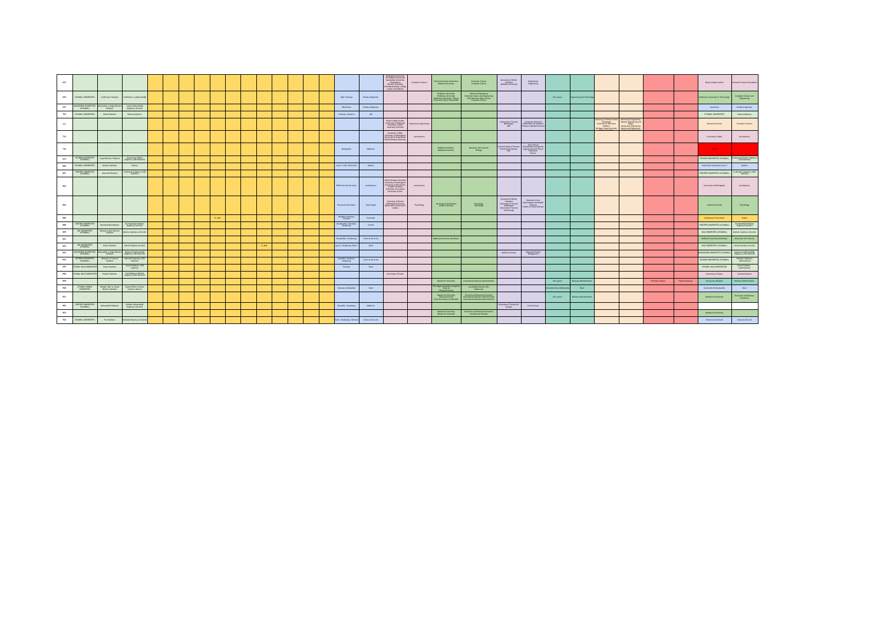| | | | | | | | | | | | | | | | | | | | | |
|---|---|---|---|---|---|---|---|---|---|---|---|---|---|---|---|---|---|---|---|---|
| 691 | - | - | - | | | | Nottingham University, Birmingham University, Southampton University (Foundation), Warwick University (Foundation), King's College London (Foundation) | Computer Science | Vrije Universiteit Amsterdam, Radboud University | Computer Science, Computer Science | University of British Columbia, McMaster University | Engineering, Engineering | | | | | | | King's College London | Computer Science Foundation |
| 694 | İSTANBUL ÜNİVERSİTESİ | Mühendislik Fakültesi | Mühendislik | | Nice | Études d'Ingénieur | | | Eindhoven University, Eindhoven University, Eindhoven University Tilburg, VU University of Amsterdam | Electrical Engineering, Computer Science and Engineering, Computer Science | | | KU Leuven | Engineering and Technology | | | | | Eindhoven University of Technology | Computer Science and Engineering |
| 697 | BAHÇEŞEHİR ÜNİVERSİTESİ (İSTANBUL) | Mühendislik ve Doğa Bilimleri Fakültesi | Yazılım Mühendisliği (İngilizce) (Burslu) | | Insa Rouen | Études d'Ingénieur | | | | | | | | | | | | | Insa Rouen | Études d'Ingénieur |
| 703 | İSTANBUL ÜNİVERSİTESİ | Hukuk Fakültesi | Hukuk (İngilizce) | | Toulouse, Nanterre | AES | | | | | | | | | | | | | İSTANBUL ÜNİVERSİTESİ | Hukuk (İngilizce) |
| 711 | - | - | - | | | | King's College London, University of Edinburgh, University of Bath, University of Bristol | Mechanical engineering | | | University of Toronto, McMaster, UBC | Computer Science & Mathematics & Statistics, Faculty of Applied Science | | | University of Illinois Urbana Champaign, University of Wisconsin Madison, Michigan State University | Mechanical Engineering, Systems Engineering and Design, Mechanical Engineering, Mechanical Engineering | | | Boston University | Computer Science |
| 713 | - | - | - | | | | University of Bath, University of Nottingham, University of Westminster, Oxford Brookes University | Architecture | | | | | | | | | | | University of Bath | Architecture |
| 724 | - | - | - | | Montpellier | Médecine | | | Radboud University, Radboud University | Molecular Life Sciences, Biology | University of Toronto, University of Ottawa, UBC | Life sciences, Biochemistry and genetic engineering | | | | | | | Yok | |
| 815 | ÖZYEĞİN ÜNİVERSİTESİ (İSTANBUL) | Sosyal Bilimler Fakültesi | Uluslararası İlişkiler (İngilizce) (%50 Burslu) | | | | | | | | | | | | | | | | ÖZYEĞİN ÜNİVERSİTESİ (İSTANBUL) | Uluslararası İlişkiler (İngilizce) (%50 Burslu) |
| 860 | İSTANBUL ÜNİVERSİTESİ | Eczacılık Fakültesi | Eczacılık | | Lyon 1, Lille, Paris Nord | Dentaire | | | | | | | | | | | | | Université Jean Moulin Lyon 3 | Dentaire |
| 861 | YEDİTEPE ÜNİVERSİTESİ (İSTANBUL) | Mimarlık Fakültesi | İç Mimarlık (İngilizce) (%50 Burslu) | | | | | | | | | | | | | | | | YEDİTEPE ÜNİVERSİTESİ (İSTANBUL) | İç Mimarlık (İngilizce) (%50 Burslu) |
| 882 | - | - | - | | ENSA Paris Val de Seine | Architecture | Oxford Brookes University, University of Nottingham, University of Westminster, Cardiff University, University of Liverpool, University of Bath | Architecture | | | | | | | | | | | University of Nottingham | Architecture |
| 884 | - | - | - | | Université Saint Denis | Psychologie | University of Bristol, Goldsmiths University, Queen Mary University of London | Psychology | University of Amsterdam, Leiden University | Psychology, Psychology | University of British Columbia, University of Toronto Mississauga, University of Toronto Scarborough | Bachelor of Arts Psychological and Health Sciences, Studies of Social Sciences | | | | | | | Leiden University | Psychology |
| 886 | | | | PL: 460 | Panthéon Sorbonne, Toulouse | Économie | | | | | | | | | | | | | Galatasaray Üniversitesi | Hukuk |
| 888 | YEDİTEPE ÜNİVERSİTESİ (İSTANBUL) | Diş Hekimliği Fakültesi | Diş Hekimliği Fakültesi (İngilizce) (Burslu) | | Montpellier, Grenoble, Strasbourg | Chimie | | | | | | | | | | | | | YEDİTEPE ÜNİVERSİTESİ (İSTANBUL) | Diş Hekimliği Fakültesi (İngilizce) (Burslu) |
| 889 | KOÇ ÜNİVERSİTESİ (İSTANBUL) | İktisadi ve İdari Bilimler Fakültesi | İşletme (İngilizce) (Burslu) | | | | | | | | | | | | | | | | KOÇ ÜNİVERSİTESİ (İSTANBUL) | İşletme (İngilizce) (Burslu) |
| 891 | - | - | - | | Montpellier, Strasbourg | Sciences de la Vie | | | Radboud University (Nijmegen) | | | | | | | | | | Radboud University (Nijmegen) | Molecular Life Sciences |
| 892 | KOÇ ÜNİVERSİTESİ (İSTANBUL) | Hukuk Fakültesi | Hukuk Fakültesi (Burslu) | E: 460 | Lyon 3, Strasbourg, Paris 1 | Droit | | | | | | | | | | | | | KOÇ ÜNİVERSİTESİ (İSTANBUL) | Hukuk Fakültesi (Burslu) |
| 893 | BAHÇEŞEHİR ÜNİVERSİTESİ (İSTANBUL) | Mühendislik ve Doğa Bilimleri Fakültesi | Mekatronik Mühendisliği (İngilizce) (%50 Burslu) | | | | | | | | McGill University | Desautels Faculty of Management | | | | | | | BAHÇEŞEHİR ÜNİVERSİTESİ (İSTANBUL) | Mekatronik Mühendisliği (İngilizce) (%50 Burslu) |
| 894 | ÖZYEĞİN ÜNİVERSİTESİ (İSTANBUL) | Mimarlık ve Tasarım Fakültesi | Mimarlık (İngilizce) (%50 Burslu) | | Grenoble, Sorbonne, Strasbourg | Sciences de la Vie | | | | | | | | | | | | | ÖZYEĞİN ÜNİVERSİTESİ (İSTANBUL) | Mimarlık (İngilizce) (%50 Burslu) |
| 895 | İSTANBUL BİLGİ ÜNİVERSİTESİ | Hukuk Fakültesi | Hukuk Fakültesi (%50 Burslu) | | Toulouse | Droit | | | | | | | | | | | | | İSTANBUL BİLGİ ÜNİVERSİTESİ | Hukuk Fakültesi (%50 Burslu) |
| 898 | İSTANBUL BİLGİ ÜNİVERSİTESİ | İletişim Fakültesi | Yeni Medya ve İletişim (İngilizce) (%50 Burslu) | | | | University of Exeter | | | | | | | | | | | | University of Exeter | Communications |
| 899 | | | | | | | | | Maastricht University | International Business Administration | | | KU Leuven | Business Administration | | | Politecnico Milano | Politiche Business | KU Leuven (Brussels) | Business Administration |
| 900 | İSTANBUL TEKNİK ÜNİVERSİTESİ | İktisadi, İdari ve Sosyal Bilimler Fakültesi | Siyaset Bilimi ve Kamu Yönetimi (Burslu) | | Toulouse, Montpellier | Droit | | | The Hague University of Applied Sciences, Tilburg University | Law, European Studies | | | Université Libre de Bruxelles | Droit | | | | | Université de Montpellier | Droit |
| 901 | - | - | - | | | | | | Maastricht University, Tilburg University, VU University of Amsterdam | Economics and Business Economics, International Business Administration, International Business Administration | | | KU Leuven | Business Administration | | | | | Maastricht University | Economics and Business Economics |
| 902 | YEDİTEPE ÜNİVERSİTESİ (İSTANBUL) | Mühendislik Fakültesi | Endüstri Mühendisliği (İngilizce) (Burslu) | | Grenoble, Strasbourg | Médecine | | | | | University of Toronto St. George | Life Sciences | | | | | | | | |
| 903 | | | | | | | | | Maastricht University, Maastricht University | Economics and Business Economics, International Business | | | | | | | | | Maastricht University | |
| 904 | İSTANBUL ÜNİVERSİTESİ | Fen Fakültesi | Moleküler Biyoloji ve Genetik | | Rouen, Strasbourg, Sorbonne | Sciences de la Vie | | | | | | | | | | | | | Sorbonne Université | Sciences de la Vie |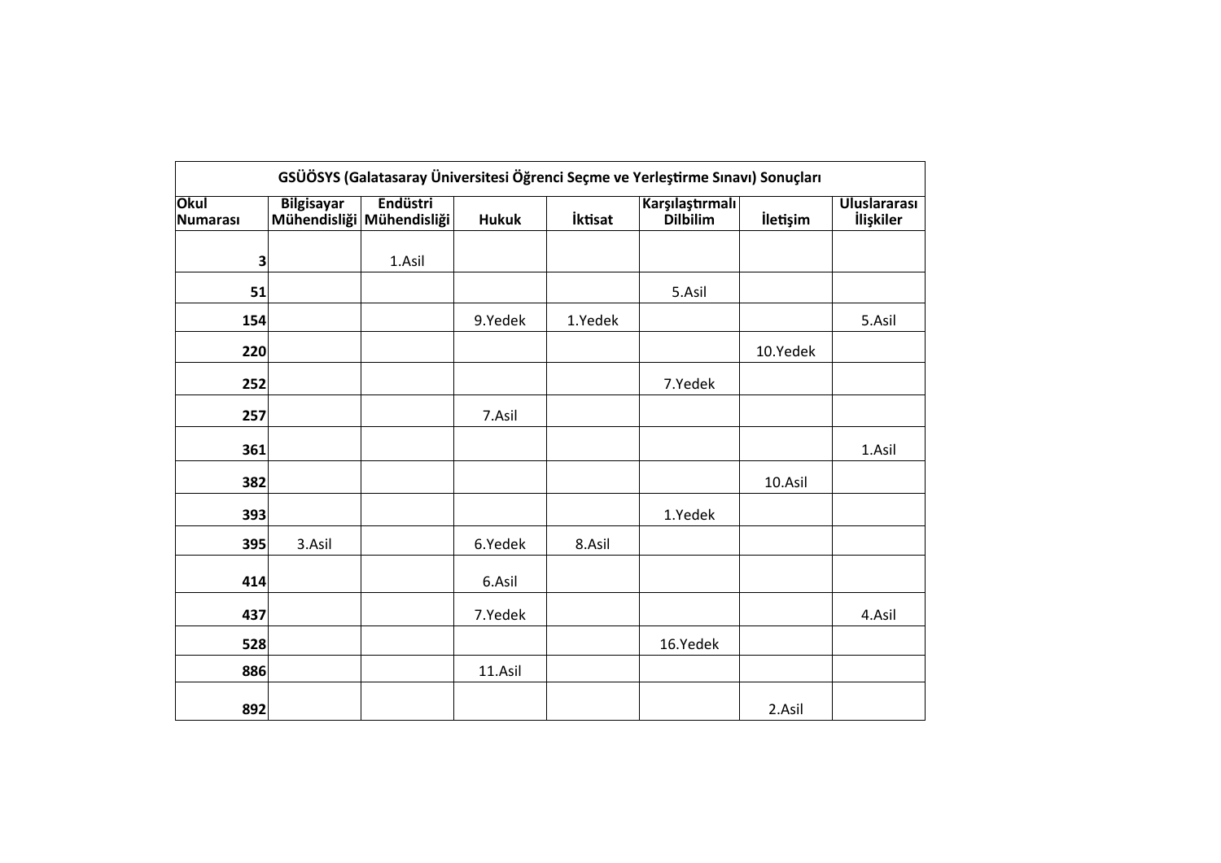| GSÜÖSYS (Galatasaray Üniversitesi Öğrenci Seçme ve Yerleştirme Sınavı) Sonuçları | | | | | | | |
|---|---|---|---|---|---|---|---|
| **Okul Numarası** | **Bilgisayar Mühendisliği** | **Endüstri Mühendisliği** | **Hukuk** | **İktisat** | **Karşılaştırmalı Dilbilim** | **İletişim** | **Uluslararası İlişkiler** |
| **3** | | 1.Asil | | | | | |
| **51** | | | | | 5.Asil | | |
| **154** | | | 9.Yedek | 1.Yedek | | | 5.Asil |
| **220** | | | | | | 10.Yedek | |
| **252** | | | | | 7.Yedek | | |
| **257** | | | 7.Asil | | | | |
| **361** | | | | | | | 1.Asil |
| **382** | | | | | | 10.Asil | |
| **393** | | | | | 1.Yedek | | |
| **395** | 3.Asil | | 6.Yedek | 8.Asil | | | |
| **414** | | | 6.Asil | | | | |
| **437** | | | 7.Yedek | | | | 4.Asil |
| **528** | | | | | 16.Yedek | | |
| **886** | | | 11.Asil | | | | |
| **892** | | | | | | 2.Asil | |